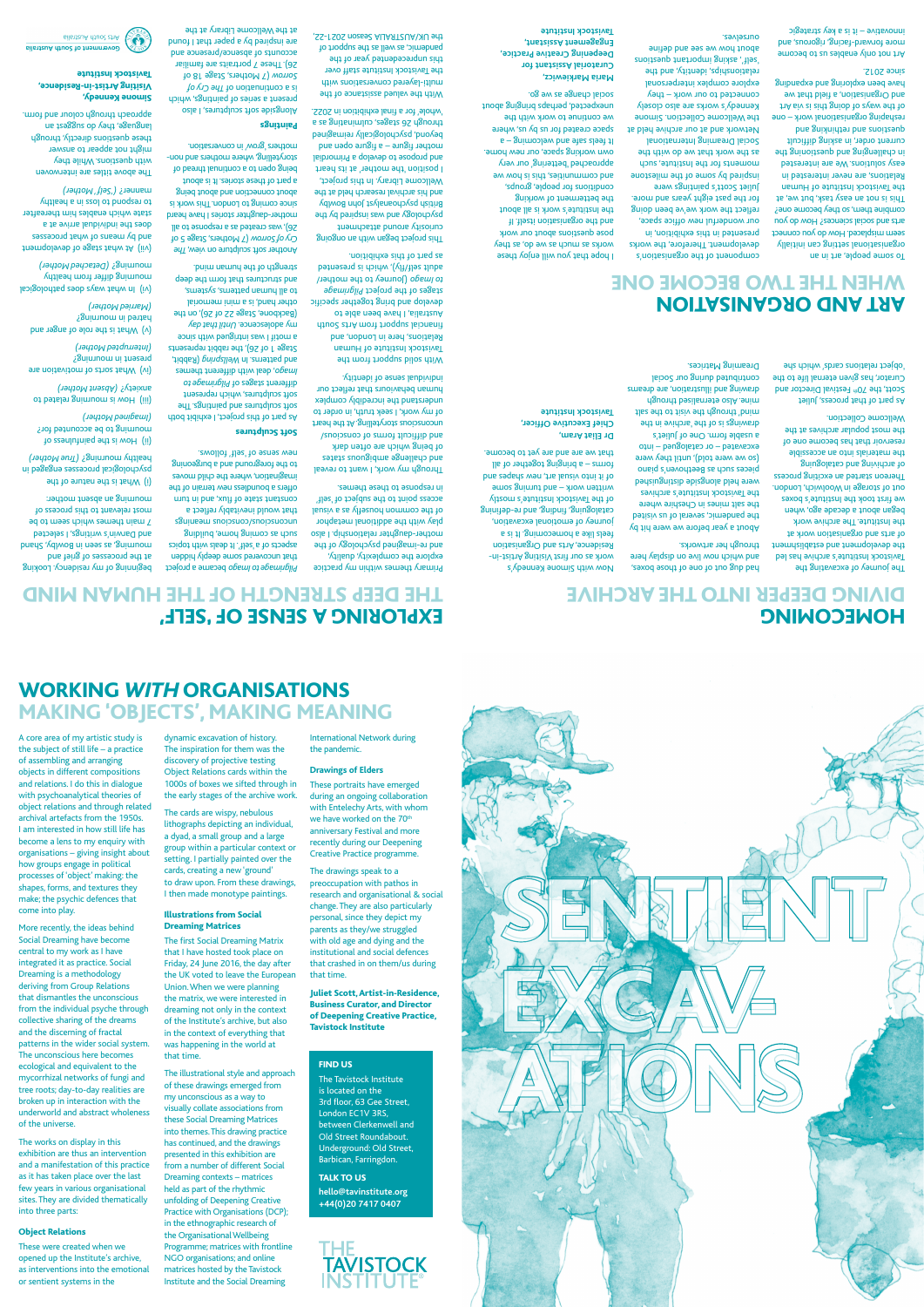# WORKING *WITH* ORGANISATIONS

## MAKING 'OBJECTS', MAKING MEANING

A core area of my artistic study is the subject of still life – a practice of assembling and arranging objects in different compositions and relations. I do this in dialogue with psychoanalytical theories of object relations and through related archival artefacts from the 1950s. I am interested in how still life has become a lens to my enquiry with organisations – giving insight about how groups engage in political processes of 'object' making: the shapes, forms, and textures they make; the psychic defences that come into play.

More recently, the ideas behind Social Dreaming have become central to my work as I have integrated it as practice. Social Dreaming is a methodology deriving from Group Relations that dismantles the unconscious from the individual psyche through collective sharing of the dreams and the discerning of fractal patterns in the wider social system. The unconscious here becomes ecological and equivalent to the mycorrhizal networks of fungi and tree roots; day-to-day realities are broken up in interaction with the underworld and abstract wholeness of the universe.

The works on display in this exhibition are thus an intervention and a manifestation of this practice as it has taken place over the last few years in various organisational sites. They are divided thematically into three parts:

### Object Relations

These were created when we opened up the Institute's archive, as interventions into the emotional or sentient systems in the dynamic excavation of history. The inspiration for them was the discovery of projective testing Object Relations cards within the 1000s of boxes we sifted through in the early stages of the archive work.

The cards are wispy, nebulous lithographs depicting an individual, a dyad, a small group and a large group within a particular context or setting. I partially painted over the cards, creating a new 'ground' to draw upon. From these drawings, I then made monotype paintings.

### Illustrations from Social Dreaming Matrices

The first Social Dreaming Matrix that I have hosted took place on Friday, 24 June 2016, the day after the UK voted to leave the European Union. When we were planning the matrix, we were interested in dreaming not only in the context of the Institute's archive, but also in the context of everything that was happening in the world at that time.

The illustrative style and approach of these drawings emerged from my unconscious as a way to visually collate associations from these Social Dreaming Matrices into themes. This drawing practice has continued, and the drawings presented in this exhibition are from a number of different Social Dreaming contexts – matrices held as part of the rhythmic unfolding of Deepening Creative Practice with Organisations (DCP); in the ethnographic research of the Organisational Wellbeing Programme; matrices with frontline NGO organisations; and online matrices hosted by the Tavistock Institute and the Social Dreaming International Network during the pandemic.

### Drawings of Elders

These portraits have emerged during an ongoing collaboration with Entelechy Arts, with whom we have worked on the 70th anniversary Festival and more recently during our Deepening Creative Practice programme.

The drawings speak to a preoccupation with pathos in research and organisational & social change. They are also particularly personal, since they depict my parents as they/we struggled with old age and dying and the institutional and social defences that crashed in on them/us during that time.

**Juliet Scott, Artist-in-Residence, Business Curator, and Director of Deepening Creative Practice, Tavistock Institute**

**FIND US**

The Tavistock Institute is located on the 3rd floor, 63 Gee Street, London EC1V 3RS, between Clerkenwell and Old Street Roundabout. Underground: Old Street, Barbican, Farringdon.

**TALK TO US**

hello@tavinstitute.org
+44(0)20 7417 0407

THE TAVISTOCK INSTITUTE

# SENTIENT EXCAV-ATIONS

# HOMECOMING

## DIVING DEEPER INTO THE ARCHIVE

The journey of excavating the Tavistock Institute's archive has led the development and establishment of arts and organisation work at the Institute. The archive work began about a decade ago, when we first took the Institute's boxes out of storage in Woolwich, London. Theron started an exciting process of archiving and cataloguing the materials into an accessible reservoir that has become one of the most popular archives at the Wellcome Collection.

As part of that process, Juliet Scott, the 70th Festival Director and Curator, has given eternal life to the 'object relations cards' which she had dug out of one of those boxes, and which now live on display here through her artworks.

About a year before we were hit by the pandemic, several of us visited the salt mines in Cheshire where the Tavistock Institute's archives were held alongside distinguished pieces such as Beethoven's piano (so we were told), until they were excavated – or catalogued – into a usable form. One of Juliet's drawings is of the archive in the mine. Also eternalised through drawing and illustration, are dreams contributed during our Social Dreaming Matrices.

Now with Simone Kennedy's work as our first Visiting Artist-in-Residence, Arts and Organisation feels like a homecoming. It is a journey of emotional excavation, cataloguing, finding, and re-defining of the Tavistock Institute's mostly written work – and turning some of it into visual art, new shapes and forms – a bringing together of all that we are and are yet to become.

**Dr Eliat Aram, Chief Executive Officer, Tavistock Institute**

# ART AND ORGANISATION

## WHEN THE TWO BECOME ONE

To some people, art in an organisational setting can initially seem misplaced. How do you connect arts and social sciences? How do you combine them, so they become one? This is not an easy task, but we, at the Tavistock Institute of Human Relations, are never interested in easy solutions. We are interested in challenging and questioning the current order, in asking difficult questions and rethinking and reshaping organisational work – one of the ways of doing this is via Art and Organisation, a field that we have been exploring and expanding since 2012.

Art not only enables us to become more forward-facing, rigorous, and innovative – it is a key strategic component of the organisation's development. Therefore, the works presented in this exhibition, in our wonderful new office space, reflect the work we've been doing for the past eight years and more. Juliet Scott's paintings were inspired by some of the milestone moments for the Institute, such as the work that we do with the Social Dreaming International Network and at our archive held at the Wellcome Collection. Simone Kennedy's works are also closely connected to our work – they explore complex interpersonal relationships, identity, and the 'self', asking important questions about how we see and define ourselves.

I hope that you will enjoy these works as much as we do, as they pose questions about our work and the organisation itself. If the Institute's work is all about the betterment of working conditions for people, groups, and communities, this is how we approached 'bettering' our very own working space, our new home. It feels safe and welcoming – a space created for us by us, where we continue to work with the unexpected, perhaps bringing about social change as we go.

**Maria Markiewicz, Curatorial Assistant for Deepening Creative Practice, Engagement Assistant, Tavistock Institute**

# EXPLORING A SENSE OF 'SELF'

## THE DEEP STRENGTH OF THE HUMAN MIND

Primary themes within my practice explore the complexity, duality, and re-imagined psychology of the mother-daughter relationship. I also play with the additional metaphor of the common housefly as a visual access point to the subject of 'self' in response to these themes.

Through my work, I want to reveal and challenge ambiguous states of being which are often dark and difficult forms of conscious/unconscious storytelling. At the heart of my work, I seek truth, in order to understand the incredibly complex human behaviours that reflect our individual sense of identity.

With solid support from the Tavistock Institute of Human Relations, here in London, and financial support from Arts South Australia, I have been able to develop and bring together specific stages of the project *Pilgrimage to Imago* (Journey to the mother/adult self/ity), which is presented as part of this exhibition.

This project began with an ongoing curiosity around attachment psychology and was inspired by the British psychoanalyst John Bowlby and his archival research held at the Wellcome Library. In this project, I position 'the mother' at its heart and propose to develop a Primordial mother figure – a figure open and beyond, psychologically reimagined through 26 stages, culminating in a 'whole' for a final exhibition in 2022.

With the valued assistance of the multi-layered conversations with the Tavistock Institute staff over this unprecedented year of the pandemic, as well as the support of the UK/AUSTRALIA Season 2021-22, *Pilgrimage to Imago* became a project that uncovered some deeply hidden aspects of a 'self'. It deals with topics such as coming home, building unconscious/conscious meanings that would inevitably reflect a constant state of flux, and in turn offers a boundless new terrain of the imagination, where the child moves to the foreground and a burgeoning new sense of 'self' follows.

### Soft Sculptures

As part of this project, I exhibit both soft sculptures and paintings. The different stages of *Pilgrimage to Imago*, deal with different themes and patterns. In *Wellspring* (Rabbit, Stage 1 of 26), the rabbit represents a motif I was intrigued with since my adolescence. *Until that day* (Backbone, Stage 22 of 26), on the other hand, is a mini memorial to all human patterns, systems, and structures that form the deep strength of the human mind.

Another soft sculpture on view, *The Cry of Sorrow* (7 Mothers, Stage 5 of 26), was created as a response to all mother-daughter stories I have heard since coming to London. This work is about connection and about being a part of these stories. It is about being open to a continual thread of storytelling, where mothers and non-mothers 'grow' in conversation.

### Paintings

Alongside soft sculptures, I also present a series of paintings, which is a continuation of *The Cry of Sorrow* (7 Mothers, Stage 18 of 26). These 7 portraits are familiar accounts of absence/presence and are inspired by a paper that I found at the Wellcome Library at the beginning of my residency. Looking at the process of grief and mourning, as seen in Bowlby, Shand and Darwin's writings, I selected 7 main themes which seem to be most relevant to this process of mourning an absent mother:

(i) What is the nature of the healthy mourning? *(True Mother)*

(ii) How is the painfulness of mourning to be accounted for? *(Imagined Mother)*

(iii) How is mourning related to anxiety? *(Absent Mother)*

(iv) What sorts of motivation are present in mourning? *(Interrupted Mother)*

(v) What is the role of anger and hatred in mourning? *(Married Mother)*

(vi) In what ways does pathological mourning differ from healthy mourning? *(Detached Mother)*

(vii) At what stage of development and by means of what processes does the individual arrive at a state which enables him thereafter to respond to loss in a healthy manner? *('Self' Mother)*

The above titles are interwoven with questions. While they might not appear to answer these questions directly, through language, they do suggest an approach through colour and form.

**Simone Kennedy, Visiting Artist-in-Residence, Tavistock Institute**

Government of South Australia — Arts South Australia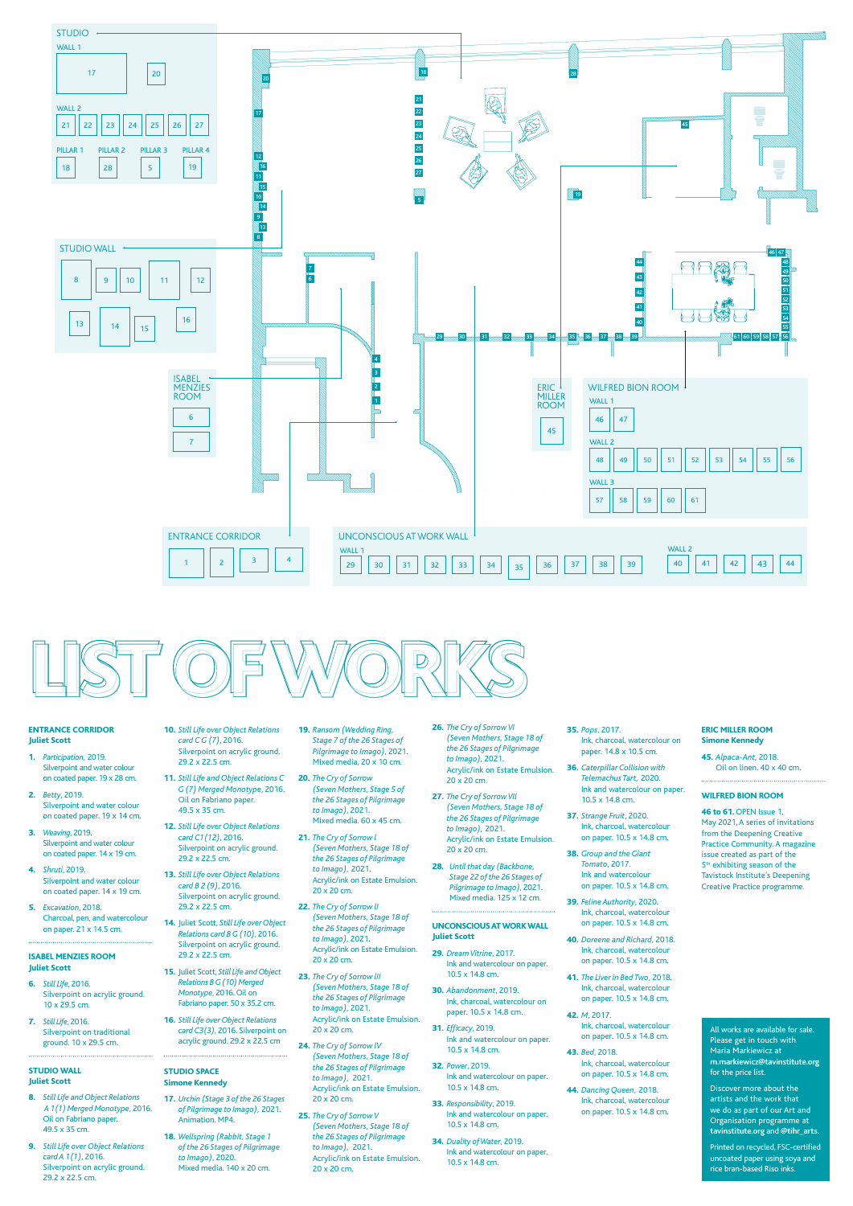STUDIO

WALL 1

17 20

WALL 2

21 22 23 24 25 26 27

PILLAR 1 18

PILLAR 2 28

PILLAR 3 5

PILLAR 4 19

STUDIO WALL

8 9 10 11 12

13 14 15 16

ISABEL MENZIES ROOM

6

7

ENTRANCE CORRIDOR

1 2 3 4

UNCONSCIOUS AT WORK WALL

WALL 1

29 30 31 32 33 34 35 36 37 38 39

WALL 2

40 41 42 43 44

ERIC MILLER ROOM

45

WILFRED BION ROOM

WALL 1

46 47

WALL 2

48 49 50 51 52 53 54 55 56

WALL 3

57 58 59 60 61

# LIST OF WORKS

## ENTRANCE CORRIDOR
**Juliet Scott**

1. *Participation*, 2019. Silverpoint and water colour on coated paper. 19 x 28 cm.
2. *Betty*, 2019. Silverpoint and water colour on coated paper. 19 x 14 cm.
3. *Weaving*, 2019. Silverpoint and water colour on coated paper. 14 x 19 cm.
4. *Shruti*, 2019. Silverpoint and water colour on coated paper. 14 x 19 cm.
5. *Excavation*, 2018. Charcoal, pen, and watercolour on paper. 21 x 14.5 cm.

## ISABEL MENZIES ROOM
**Juliet Scott**

6. *Still Life*, 2016. Silverpoint on acrylic ground. 10 x 29.5 cm.
7. *Still Life*, 2016. Silverpoint on traditional ground. 10 x 29.5 cm.

## STUDIO WALL
**Juliet Scott**

8. *Still Life and Object Relations A 1(1) Merged Monotype*, 2016. Oil on Fabriano paper. 49.5 x 35 cm.
9. *Still Life over Object Relations card A 1(1)*, 2016. Silverpoint on acrylic ground. 29.2 x 22.5 cm.
10. *Still Life over Object Relations card C G (7)*, 2016. Silverpoint on acrylic ground. 29.2 x 22.5 cm.
11. *Still Life and Object Relations C G (7) Merged Monotype*, 2016. Oil on Fabriano paper. 49.5 x 35 cm.
12. *Still Life over Object Relations card C1 (12)*, 2016. Silverpoint on acrylic ground. 29.2 x 22.5 cm.
13. *Still Life over Object Relations card B 2 (9)*, 2016. Silverpoint on acrylic ground. 29.2 x 22.5 cm.
14. Juliet Scott, *Still Life over Object Relations card B G (10)*, 2016. Silverpoint on acrylic ground. 29.2 x 22.5 cm.
15. Juliet Scott, *Still Life and Object Relations B G (10) Merged Monotype*, 2016. Oil on Fabriano paper. 50 x 35.2 cm.
16. *Still Life over Object Relations card C3(3)*, 2016. Silverpoint on acrylic ground. 29.2 x 22.5 cm

## STUDIO SPACE
**Simone Kennedy**

17. *Urchin (Stage 3 of the 26 Stages of Pilgrimage to Imago)*, 2021. Animation. MP4.
18. *Wellspring (Rabbit, Stage 1 of the 26 Stages of Pilgrimage to Imago)*, 2020. Mixed media. 140 x 20 cm.
19. *Ransom (Wedding Ring, Stage 7 of the 26 Stages of Pilgrimage to Imago)*, 2021. Mixed media, 20 x 10 cm.
20. *The Cry of Sorrow (Seven Mothers, Stage 5 of the 26 Stages of Pilgrimage to Imago)*, 2021. Mixed media. 60 x 45 cm.
21. *The Cry of Sorrow I (Seven Mothers, Stage 18 of the 26 Stages of Pilgrimage to Imago)*, 2021. Acrylic/ink on Estate Emulsion. 20 x 20 cm.
22. *The Cry of Sorrow II (Seven Mothers, Stage 18 of the 26 Stages of Pilgrimage to Imago)*, 2021. Acrylic/ink on Estate Emulsion. 20 x 20 cm.
23. *The Cry of Sorrow III (Seven Mothers, Stage 18 of the 26 Stages of Pilgrimage to Imago)*, 2021. Acrylic/ink on Estate Emulsion. 20 x 20 cm.
24. *The Cry of Sorrow IV (Seven Mothers, Stage 18 of the 26 Stages of Pilgrimage to Imago)*, 2021. Acrylic/ink on Estate Emulsion. 20 x 20 cm.
25. *The Cry of Sorrow V (Seven Mothers, Stage 18 of the 26 Stages of Pilgrimage to Imago)*, 2021. Acrylic/ink on Estate Emulsion. 20 x 20 cm.
26. *The Cry of Sorrow VI (Seven Mothers, Stage 18 of the 26 Stages of Pilgrimage to Imago)*, 2021. Acrylic/ink on Estate Emulsion. 20 x 20 cm.
27. *The Cry of Sorrow VII (Seven Mothers, Stage 18 of the 26 Stages of Pilgrimage to Imago)*, 2021. Acrylic/ink on Estate Emulsion. 20 x 20 cm.
28. *Until that day (Backbone, Stage 22 of the 26 Stages of Pilgrimage to Imago)*, 2021. Mixed media. 125 x 12 cm.

## UNCONSCIOUS AT WORK WALL
**Juliet Scott**

29. *Dream Vitrine*, 2017. Ink and watercolour on paper. 10.5 x 14.8 cm.
30. *Abandonment*, 2019. Ink, charcoal, watercolour on paper. 10.5 x 14.8 cm.
31. *Efficacy*, 2019. Ink and watercolour on paper. 10.5 x 14.8 cm.
32. *Power*, 2019. Ink and watercolour on paper. 10.5 x 14.8 cm.
33. *Responsibility*, 2019. Ink and watercolour on paper. 10.5 x 14.8 cm.
34. *Duality of Water*, 2019. Ink and watercolour on paper. 10.5 x 14.8 cm.
35. *Pops*, 2017. Ink, charcoal, watercolour on paper. 14.8 x 10.5 cm.
36. *Caterpillar Collision with Telemachus Tart*, 2020. Ink and watercolour on paper. 10.5 x 14.8 cm.
37. *Strange Fruit*, 2020. Ink, charcoal, watercolour on paper. 10.5 x 14.8 cm.
38. *Group and the Giant Tomato*, 2017. Ink and watercolour on paper. 10.5 x 14.8 cm.
39. *Feline Authority*, 2020. Ink, charcoal, watercolour on paper. 10.5 x 14.8 cm.
40. *Doreene and Richard*, 2018. Ink, charcoal, watercolour on paper. 10.5 x 14.8 cm.
41. *The Liver in Bed Two*, 2018. Ink, charcoal, watercolour on paper. 10.5 x 14.8 cm.
42. *M*, 2017. Ink, charcoal, watercolour on paper. 10.5 x 14.8 cm.
43. *Bed*, 2018. Ink, charcoal, watercolour on paper. 10.5 x 14.8 cm.
44. *Dancing Queen*, 2018. Ink, charcoal, watercolour on paper. 10.5 x 14.8 cm.

## ERIC MILLER ROOM
**Simone Kennedy**

45. *Alpaca-Ant*, 2018. Oil on linen. 40 x 40 cm.

## WILFRED BION ROOM

**46 to 61.** OPEN Issue 1, May 2021, A series of invitations from the Deepening Creative Practice Community. A magazine issue created as part of the 5th exhibiting season of the Tavistock Institute's Deepening Creative Practice programme.

All works are available for sale. Please get in touch with Maria Markiewicz at **m.markiewicz@tavinstitute.org** for the price list.

Discover more about the artists and the work that we do as part of our Art and Organisation programme at **tavinstitute.org** and **@tihr_arts**.

Printed on recycled, FSC-certified uncoated paper using soya and rice bran-based Riso inks.